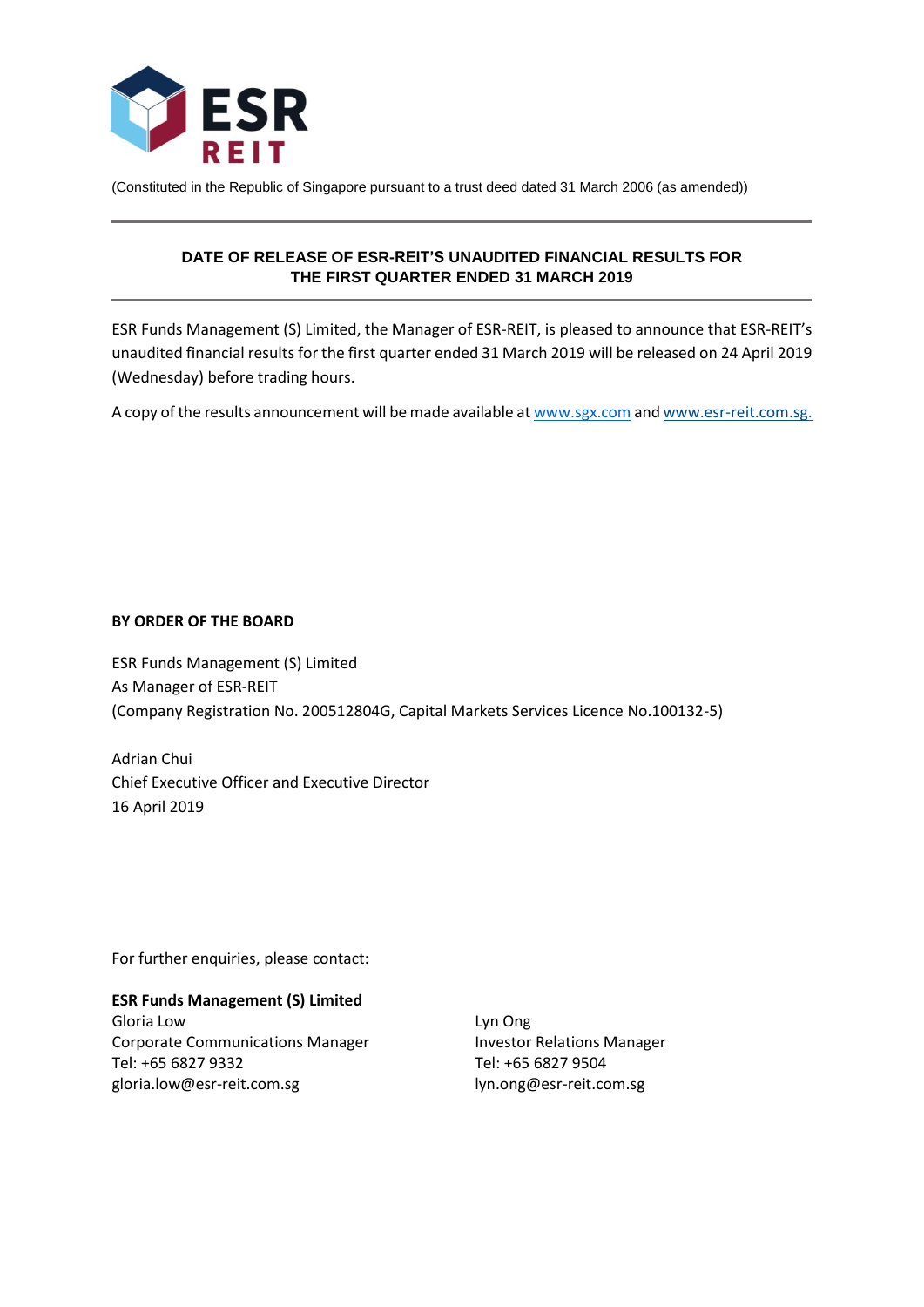ESR REIT

(Constituted in the Republic of Singapore pursuant to a trust deed dated 31 March 2006 (as amended))

## DATE OF RELEASE OF ESR-REIT'S UNAUDITED FINANCIAL RESULTS FOR THE FIRST QUARTER ENDED 31 MARCH 2019

ESR Funds Management (S) Limited, the Manager of ESR-REIT, is pleased to announce that ESR-REIT's unaudited financial results for the first quarter ended 31 March 2019 will be released on 24 April 2019 (Wednesday) before trading hours.

A copy of the results announcement will be made available at www.sgx.com and www.esr-reit.com.sg.

**BY ORDER OF THE BOARD**

ESR Funds Management (S) Limited
As Manager of ESR-REIT
(Company Registration No. 200512804G, Capital Markets Services Licence No.100132-5)

Adrian Chui
Chief Executive Officer and Executive Director
16 April 2019

For further enquiries, please contact:

**ESR Funds Management (S) Limited**

Gloria Low
Corporate Communications Manager
Tel: +65 6827 9332
gloria.low@esr-reit.com.sg

Lyn Ong
Investor Relations Manager
Tel: +65 6827 9504
lyn.ong@esr-reit.com.sg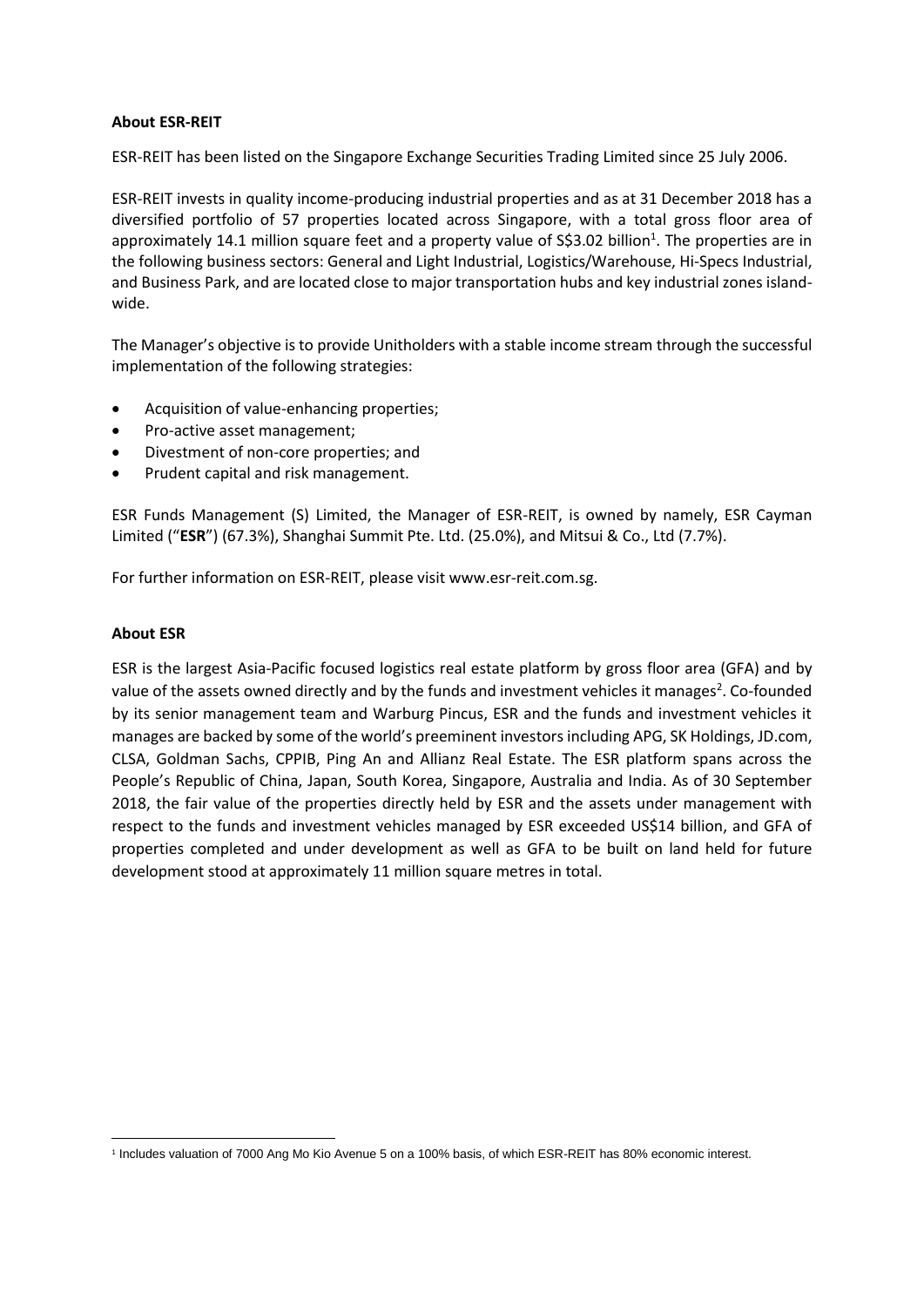**About ESR-REIT**

ESR-REIT has been listed on the Singapore Exchange Securities Trading Limited since 25 July 2006.

ESR-REIT invests in quality income-producing industrial properties and as at 31 December 2018 has a diversified portfolio of 57 properties located across Singapore, with a total gross floor area of approximately 14.1 million square feet and a property value of S$3.02 billion[1]. The properties are in the following business sectors: General and Light Industrial, Logistics/Warehouse, Hi-Specs Industrial, and Business Park, and are located close to major transportation hubs and key industrial zones island-wide.

The Manager's objective is to provide Unitholders with a stable income stream through the successful implementation of the following strategies:

- Acquisition of value-enhancing properties;
- Pro-active asset management;
- Divestment of non-core properties; and
- Prudent capital and risk management.

ESR Funds Management (S) Limited, the Manager of ESR-REIT, is owned by namely, ESR Cayman Limited ("**ESR**") (67.3%), Shanghai Summit Pte. Ltd. (25.0%), and Mitsui & Co., Ltd (7.7%).

For further information on ESR-REIT, please visit www.esr-reit.com.sg.

**About ESR**

ESR is the largest Asia-Pacific focused logistics real estate platform by gross floor area (GFA) and by value of the assets owned directly and by the funds and investment vehicles it manages[2]. Co-founded by its senior management team and Warburg Pincus, ESR and the funds and investment vehicles it manages are backed by some of the world's preeminent investors including APG, SK Holdings, JD.com, CLSA, Goldman Sachs, CPPIB, Ping An and Allianz Real Estate. The ESR platform spans across the People's Republic of China, Japan, South Korea, Singapore, Australia and India. As of 30 September 2018, the fair value of the properties directly held by ESR and the assets under management with respect to the funds and investment vehicles managed by ESR exceeded US$14 billion, and GFA of properties completed and under development as well as GFA to be built on land held for future development stood at approximately 11 million square metres in total.

[1] Includes valuation of 7000 Ang Mo Kio Avenue 5 on a 100% basis, of which ESR-REIT has 80% economic interest.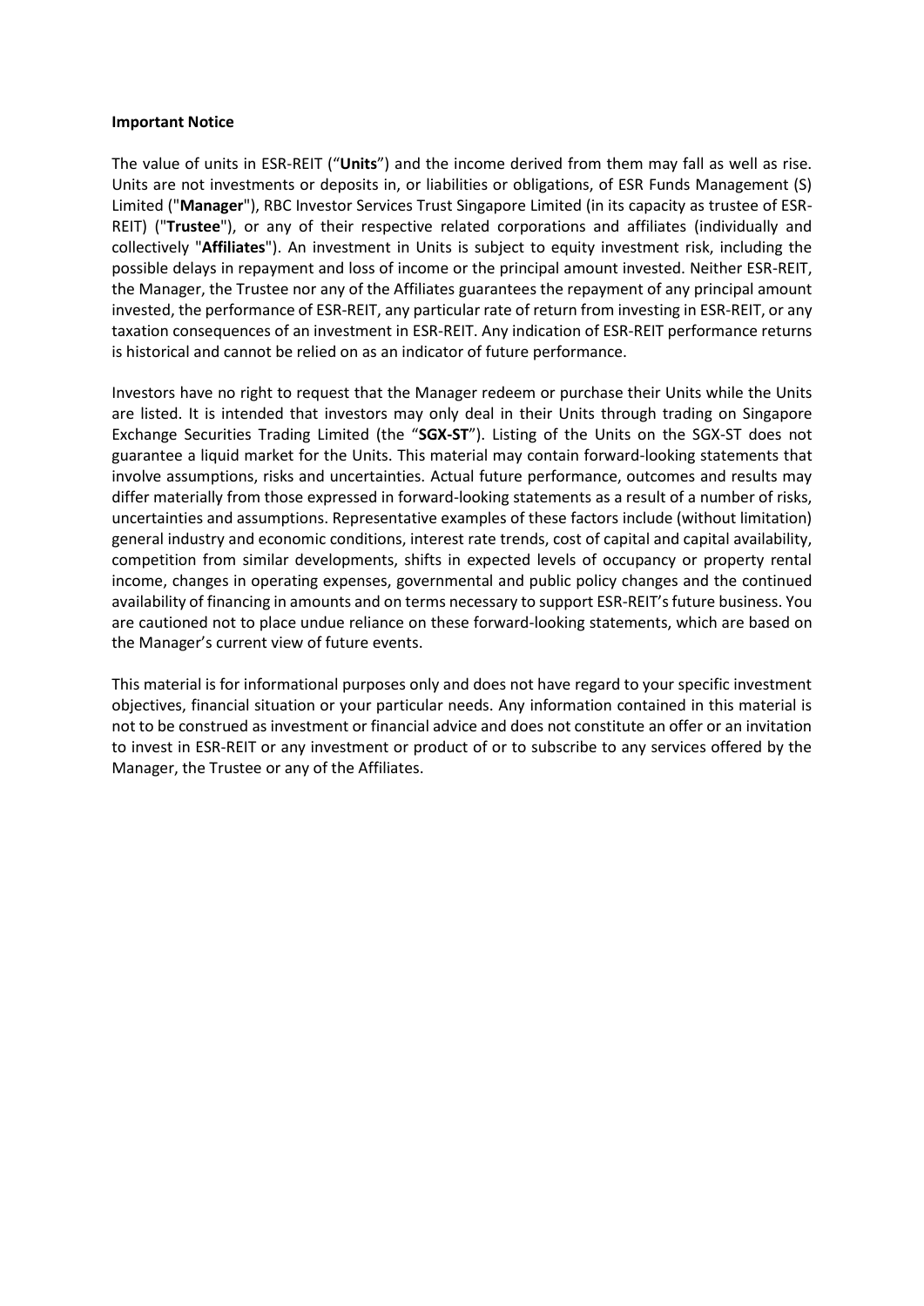**Important Notice**

The value of units in ESR-REIT ("**Units**") and the income derived from them may fall as well as rise. Units are not investments or deposits in, or liabilities or obligations, of ESR Funds Management (S) Limited ("**Manager**"), RBC Investor Services Trust Singapore Limited (in its capacity as trustee of ESR-REIT) ("**Trustee**"), or any of their respective related corporations and affiliates (individually and collectively "**Affiliates**"). An investment in Units is subject to equity investment risk, including the possible delays in repayment and loss of income or the principal amount invested. Neither ESR-REIT, the Manager, the Trustee nor any of the Affiliates guarantees the repayment of any principal amount invested, the performance of ESR-REIT, any particular rate of return from investing in ESR-REIT, or any taxation consequences of an investment in ESR-REIT. Any indication of ESR-REIT performance returns is historical and cannot be relied on as an indicator of future performance.

Investors have no right to request that the Manager redeem or purchase their Units while the Units are listed. It is intended that investors may only deal in their Units through trading on Singapore Exchange Securities Trading Limited (the "**SGX-ST**"). Listing of the Units on the SGX-ST does not guarantee a liquid market for the Units. This material may contain forward-looking statements that involve assumptions, risks and uncertainties. Actual future performance, outcomes and results may differ materially from those expressed in forward-looking statements as a result of a number of risks, uncertainties and assumptions. Representative examples of these factors include (without limitation) general industry and economic conditions, interest rate trends, cost of capital and capital availability, competition from similar developments, shifts in expected levels of occupancy or property rental income, changes in operating expenses, governmental and public policy changes and the continued availability of financing in amounts and on terms necessary to support ESR-REIT's future business. You are cautioned not to place undue reliance on these forward-looking statements, which are based on the Manager's current view of future events.

This material is for informational purposes only and does not have regard to your specific investment objectives, financial situation or your particular needs. Any information contained in this material is not to be construed as investment or financial advice and does not constitute an offer or an invitation to invest in ESR-REIT or any investment or product of or to subscribe to any services offered by the Manager, the Trustee or any of the Affiliates.